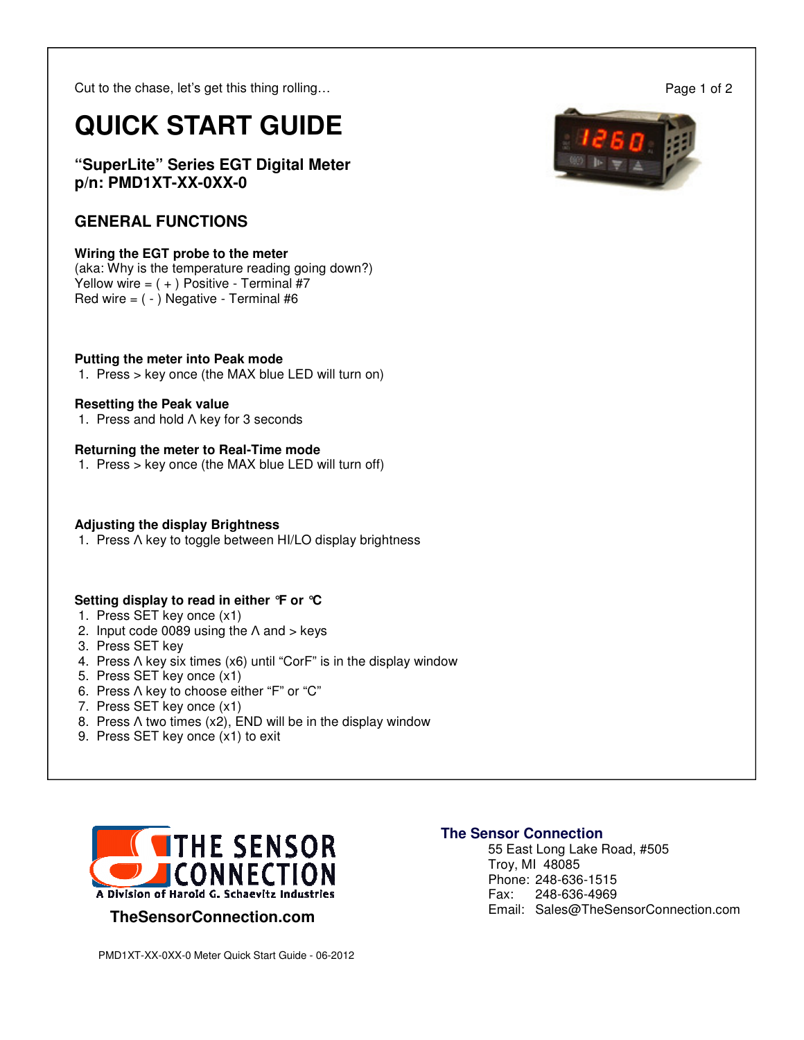Cut to the chase, let's get this thing rolling…

# QUICK START GUIDE

## "SuperLite" Series EGT Digital Meter
## p/n: PMD1XT-XX-0XX-0

## GENERAL FUNCTIONS

**Wiring the EGT probe to the meter**
(aka: Why is the temperature reading going down?)
Yellow wire = ( + ) Positive - Terminal #7
Red wire = ( - ) Negative - Terminal #6

**Putting the meter into Peak mode**
1. Press > key once (the MAX blue LED will turn on)

**Resetting the Peak value**
1. Press and hold Λ key for 3 seconds

**Returning the meter to Real-Time mode**
1. Press > key once (the MAX blue LED will turn off)

**Adjusting the display Brightness**
1. Press Λ key to toggle between HI/LO display brightness

**Setting display to read in either °F or °C**
1. Press SET key once (x1)
2. Input code 0089 using the Λ and > keys
3. Press SET key
4. Press Λ key six times (x6) until "CorF" is in the display window
5. Press SET key once (x1)
6. Press Λ key to choose either "F" or "C"
7. Press SET key once (x1)
8. Press Λ two times (x2), END will be in the display window
9. Press SET key once (x1) to exit

THE SENSOR CONNECTION
A Division of Harold G. Schaevitz Industries

**TheSensorConnection.com**

**The Sensor Connection**
55 East Long Lake Road, #505
Troy, MI 48085
Phone: 248-636-1515
Fax: 248-636-4969
Email: Sales@TheSensorConnection.com

PMD1XT-XX-0XX-0 Meter Quick Start Guide - 06-2012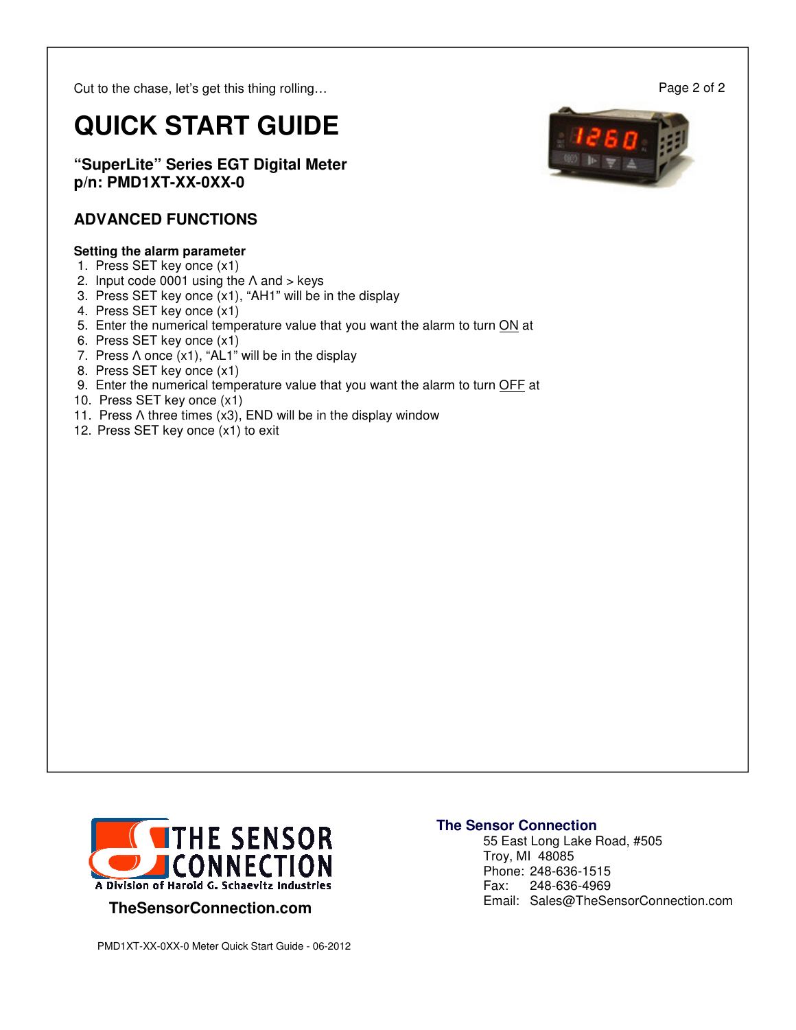Cut to the chase, let's get this thing rolling…

# QUICK START GUIDE

**"SuperLite" Series EGT Digital Meter**
**p/n: PMD1XT-XX-0XX-0**

## ADVANCED FUNCTIONS

**Setting the alarm parameter**

1. Press SET key once (x1)
2. Input code 0001 using the Λ and > keys
3. Press SET key once (x1), "AH1" will be in the display
4. Press SET key once (x1)
5. Enter the numerical temperature value that you want the alarm to turn ON at
6. Press SET key once (x1)
7. Press Λ once (x1), "AL1" will be in the display
8. Press SET key once (x1)
9. Enter the numerical temperature value that you want the alarm to turn OFF at
10. Press SET key once (x1)
11. Press Λ three times (x3), END will be in the display window
12. Press SET key once (x1) to exit

THE SENSOR CONNECTION
A Division of Harold G. Schaevitz Industries

**TheSensorConnection.com**

**The Sensor Connection**
55 East Long Lake Road, #505
Troy, MI 48085
Phone: 248-636-1515
Fax: 248-636-4969
Email: Sales@TheSensorConnection.com

PMD1XT-XX-0XX-0 Meter Quick Start Guide - 06-2012